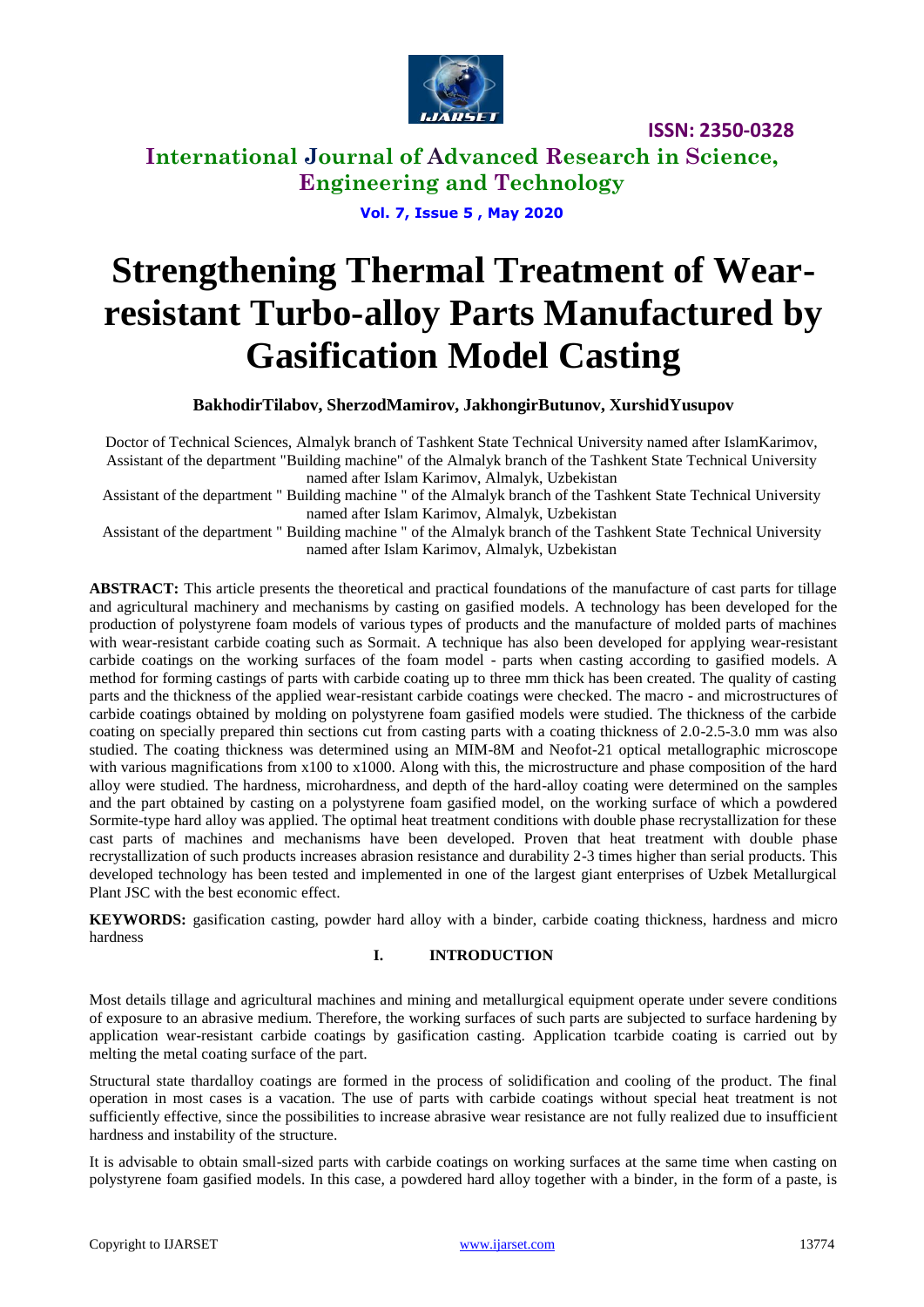# Strengthening Thermal Treatment of Wear-resistant Turbo-alloy Parts Manufactured by Gasification Model Casting

**BakhodirTilabov, SherzodMamirov, JakhongirButunov, XurshidYusupov**

Doctor of Technical Sciences, Almalyk branch of Tashkent State Technical University named after IslamKarimov, Assistant of the department "Building machine" of the Almalyk branch of the Tashkent State Technical University named after Islam Karimov, Almalyk, Uzbekistan

Assistant of the department " Building machine " of the Almalyk branch of the Tashkent State Technical University named after Islam Karimov, Almalyk, Uzbekistan

Assistant of the department " Building machine " of the Almalyk branch of the Tashkent State Technical University named after Islam Karimov, Almalyk, Uzbekistan

**ABSTRACT:** This article presents the theoretical and practical foundations of the manufacture of cast parts for tillage and agricultural machinery and mechanisms by casting on gasified models. A technology has been developed for the production of polystyrene foam models of various types of products and the manufacture of molded parts of machines with wear-resistant carbide coating such as Sormait. A technique has also been developed for applying wear-resistant carbide coatings on the working surfaces of the foam model - parts when casting according to gasified models. A method for forming castings of parts with carbide coating up to three mm thick has been created. The quality of casting parts and the thickness of the applied wear-resistant carbide coatings were checked. The macro - and microstructures of carbide coatings obtained by molding on polystyrene foam gasified models were studied. The thickness of the carbide coating on specially prepared thin sections cut from casting parts with a coating thickness of 2.0-2.5-3.0 mm was also studied. The coating thickness was determined using an MIM-8M and Neofot-21 optical metallographic microscope with various magnifications from x100 to x1000. Along with this, the microstructure and phase composition of the hard alloy were studied. The hardness, microhardness, and depth of the hard-alloy coating were determined on the samples and the part obtained by casting on a polystyrene foam gasified model, on the working surface of which a powdered Sormite-type hard alloy was applied. The optimal heat treatment conditions with double phase recrystallization for these cast parts of machines and mechanisms have been developed. Proven that heat treatment with double phase recrystallization of such products increases abrasion resistance and durability 2-3 times higher than serial products. This developed technology has been tested and implemented in one of the largest giant enterprises of Uzbek Metallurgical Plant JSC with the best economic effect.

**KEYWORDS:** gasification casting, powder hard alloy with a binder, carbide coating thickness, hardness and micro hardness

## I. INTRODUCTION

Most details tillage and agricultural machines and mining and metallurgical equipment operate under severe conditions of exposure to an abrasive medium. Therefore, the working surfaces of such parts are subjected to surface hardening by application wear-resistant carbide coatings by gasification casting. Application tcarbide coating is carried out by melting the metal coating surface of the part.

Structural state thardalloy coatings are formed in the process of solidification and cooling of the product. The final operation in most cases is a vacation. The use of parts with carbide coatings without special heat treatment is not sufficiently effective, since the possibilities to increase abrasive wear resistance are not fully realized due to insufficient hardness and instability of the structure.

It is advisable to obtain small-sized parts with carbide coatings on working surfaces at the same time when casting on polystyrene foam gasified models. In this case, a powdered hard alloy together with a binder, in the form of a paste, is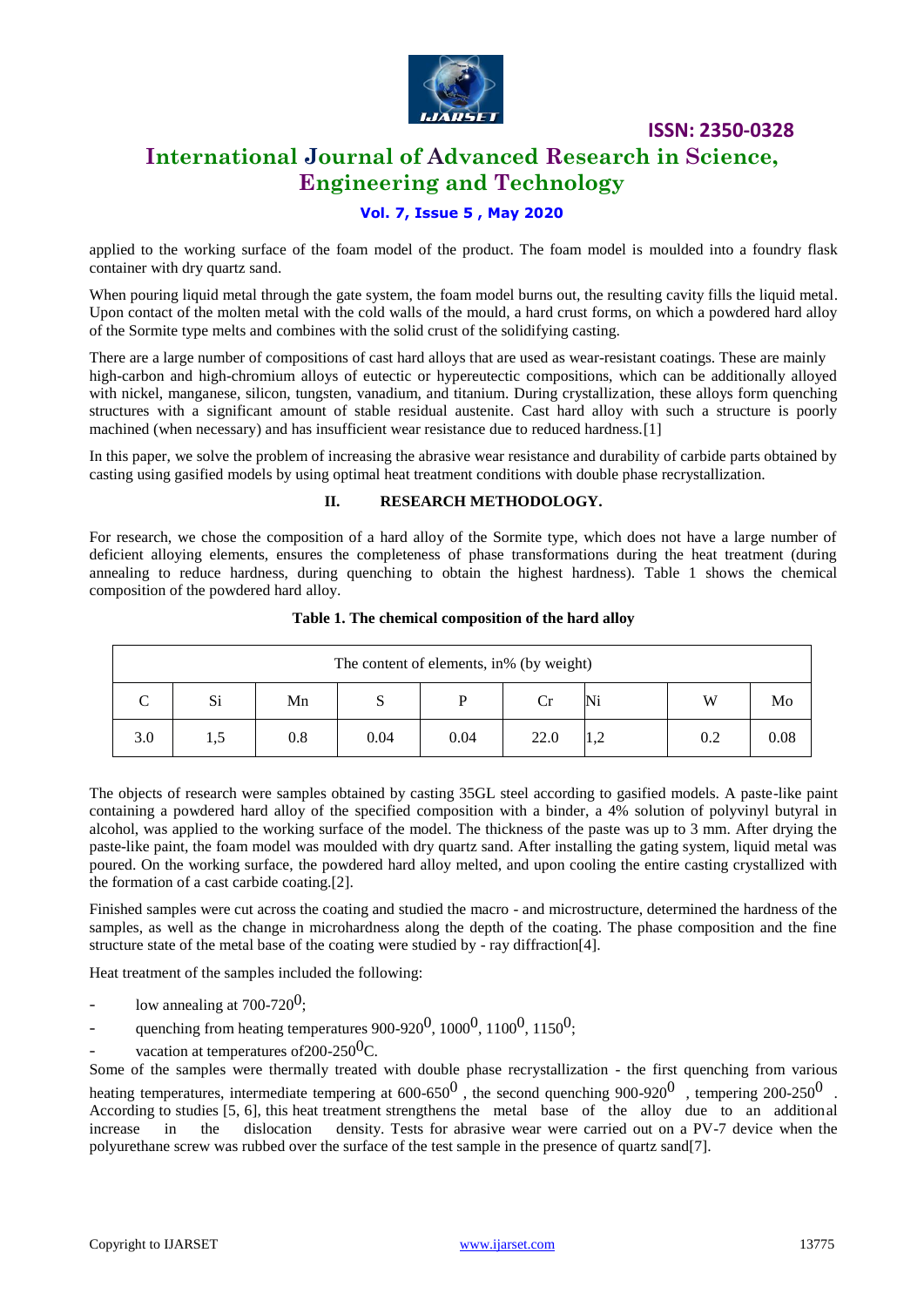applied to the working surface of the foam model of the product. The foam model is moulded into a foundry flask container with dry quartz sand.

When pouring liquid metal through the gate system, the foam model burns out, the resulting cavity fills the liquid metal. Upon contact of the molten metal with the cold walls of the mould, a hard crust forms, on which a powdered hard alloy of the Sormite type melts and combines with the solid crust of the solidifying casting.

There are a large number of compositions of cast hard alloys that are used as wear-resistant coatings. These are mainly high-carbon and high-chromium alloys of eutectic or hypereutectic compositions, which can be additionally alloyed with nickel, manganese, silicon, tungsten, vanadium, and titanium. During crystallization, these alloys form quenching structures with a significant amount of stable residual austenite. Cast hard alloy with such a structure is poorly machined (when necessary) and has insufficient wear resistance due to reduced hardness.[1]

In this paper, we solve the problem of increasing the abrasive wear resistance and durability of carbide parts obtained by casting using gasified models by using optimal heat treatment conditions with double phase recrystallization.

## II. RESEARCH METHODOLOGY.

For research, we chose the composition of a hard alloy of the Sormite type, which does not have a large number of deficient alloying elements, ensures the completeness of phase transformations during the heat treatment (during annealing to reduce hardness, during quenching to obtain the highest hardness). Table 1 shows the chemical composition of the powdered hard alloy.

**Table 1. The chemical composition of the hard alloy**

| The content of elements, in% (by weight) | | | | | | | | |
|---|---|---|---|---|---|---|---|---|
| C | Si | Mn | S | P | Cr | Ni | W | Mo |
| 3.0 | 1,5 | 0.8 | 0.04 | 0.04 | 22.0 | 1,2 | 0.2 | 0.08 |

The objects of research were samples obtained by casting 35GL steel according to gasified models. A paste-like paint containing a powdered hard alloy of the specified composition with a binder, a 4% solution of polyvinyl butyral in alcohol, was applied to the working surface of the model. The thickness of the paste was up to 3 mm. After drying the paste-like paint, the foam model was moulded with dry quartz sand. After installing the gating system, liquid metal was poured. On the working surface, the powdered hard alloy melted, and upon cooling the entire casting crystallized with the formation of a cast carbide coating.[2].

Finished samples were cut across the coating and studied the macro - and microstructure, determined the hardness of the samples, as well as the change in microhardness along the depth of the coating. The phase composition and the fine structure state of the metal base of the coating were studied by - ray diffraction[4].

Heat treatment of the samples included the following:

- low annealing at 700-720$^0$;
- quenching from heating temperatures 900-920$^0$, 1000$^0$, 1100$^0$, 1150$^0$;
- vacation at temperatures of200-250$^0$C.

Some of the samples were thermally treated with double phase recrystallization - the first quenching from various heating temperatures, intermediate tempering at 600-650$^0$, the second quenching 900-920$^0$, tempering 200-250$^0$. According to studies [5, 6], this heat treatment strengthens the metal base of the alloy due to an additional increase in the dislocation density. Tests for abrasive wear were carried out on a PV-7 device when the polyurethane screw was rubbed over the surface of the test sample in the presence of quartz sand[7].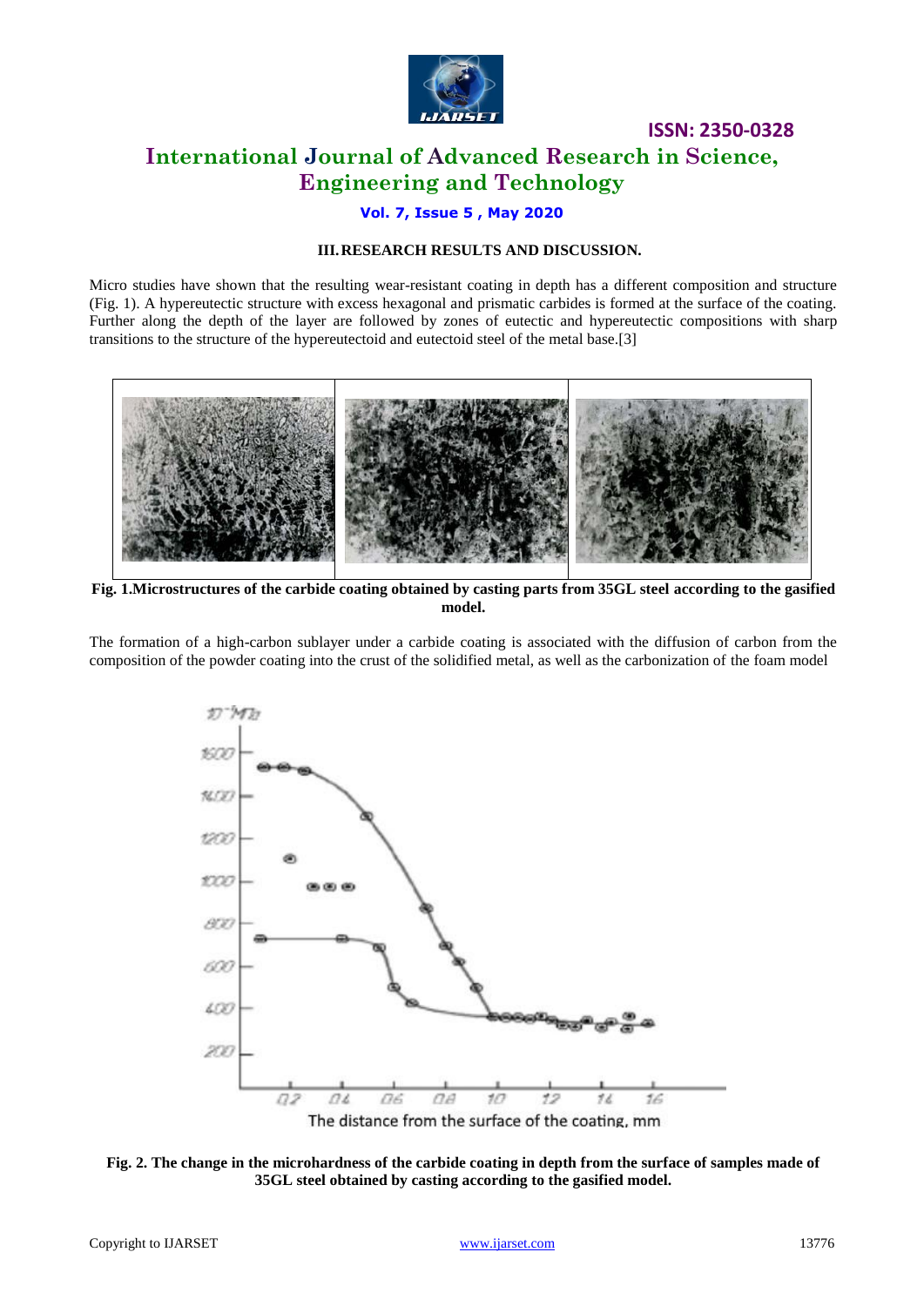### III. RESEARCH RESULTS AND DISCUSSION.

Micro studies have shown that the resulting wear-resistant coating in depth has a different composition and structure (Fig. 1). A hypereutectic structure with excess hexagonal and prismatic carbides is formed at the surface of the coating. Further along the depth of the layer are followed by zones of eutectic and hypereutectic compositions with sharp transitions to the structure of the hypereutectoid and eutectoid steel of the metal base.[3]

**Fig. 1.Microstructures of the carbide coating obtained by casting parts from 35GL steel according to the gasified model.**

The formation of a high-carbon sublayer under a carbide coating is associated with the diffusion of carbon from the composition of the powder coating into the crust of the solidified metal, as well as the carbonization of the foam model

**Fig. 2. The change in the microhardness of the carbide coating in depth from the surface of samples made of 35GL steel obtained by casting according to the gasified model.**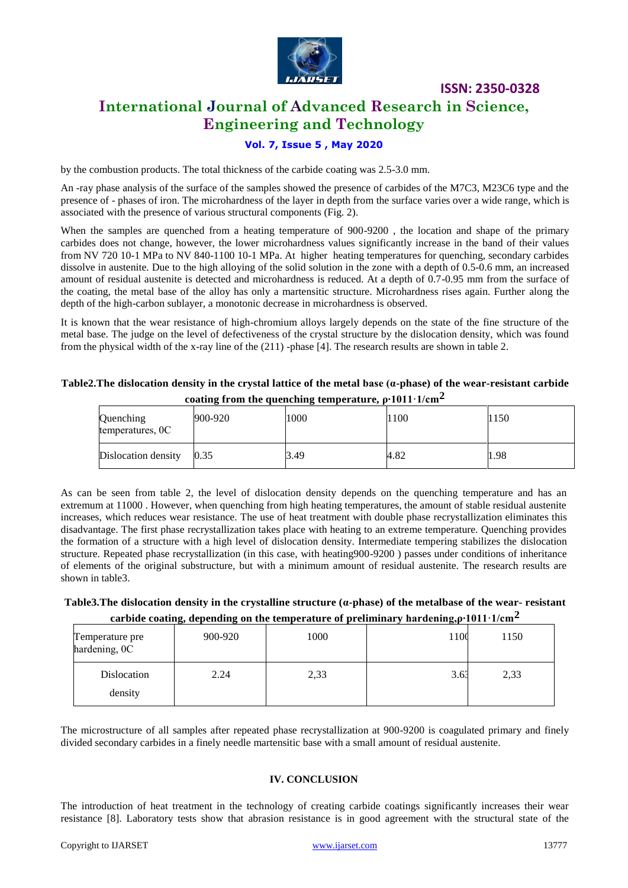by the combustion products. The total thickness of the carbide coating was 2.5-3.0 mm.

An -ray phase analysis of the surface of the samples showed the presence of carbides of the $M_7C_3$, $M_{23}C_6$ type and the presence of - phases of iron. The microhardness of the layer in depth from the surface varies over a wide range, which is associated with the presence of various structural components (Fig. 2).

When the samples are quenched from a heating temperature of 900-9200 , the location and shape of the primary carbides does not change, however, the lower microhardness values significantly increase in the band of their values from NV 720 10-1 MPa to NV 840-1100 10-1 MPa. At higher heating temperatures for quenching, secondary carbides dissolve in austenite. Due to the high alloying of the solid solution in the zone with a depth of 0.5-0.6 mm, an increased amount of residual austenite is detected and microhardness is reduced. At a depth of 0.7-0.95 mm from the surface of the coating, the metal base of the alloy has only a martensitic structure. Microhardness rises again. Further along the depth of the high-carbon sublayer, a monotonic decrease in microhardness is observed.

It is known that the wear resistance of high-chromium alloys largely depends on the state of the fine structure of the metal base. The judge on the level of defectiveness of the crystal structure by the dislocation density, which was found from the physical width of the x-ray line of the (211) -phase [4]. The research results are shown in table 2.

**Table2.The dislocation density in the crystal lattice of the metal base (α-phase) of the wear-resistant carbide coating from the quenching temperature, ρ·1011·1/cm²**

| Quenching temperatures, 0C | 900-920 | 1000 | 1100 | 1150 |
|---|---|---|---|---|
| Dislocation density | 0.35 | 3.49 | 4.82 | 1.98 |

As can be seen from table 2, the level of dislocation density depends on the quenching temperature and has an extremum at 11000 . However, when quenching from high heating temperatures, the amount of stable residual austenite increases, which reduces wear resistance. The use of heat treatment with double phase recrystallization eliminates this disadvantage. The first phase recrystallization takes place with heating to an extreme temperature. Quenching provides the formation of a structure with a high level of dislocation density. Intermediate tempering stabilizes the dislocation structure. Repeated phase recrystallization (in this case, with heating900-9200 ) passes under conditions of inheritance of elements of the original substructure, but with a minimum amount of residual austenite. The research results are shown in table3.

**Table3.The dislocation density in the crystalline structure (α-phase) of the metalbase of the wear- resistant carbide coating, depending on the temperature of preliminary hardening,ρ·1011·1/cm²**

| Temperature pre hardening, 0C | 900-920 | 1000 | 1100 | 1150 |
|---|---|---|---|---|
| Dislocation density | 2.24 | 2,33 | 3.63 | 2,33 |

The microstructure of all samples after repeated phase recrystallization at 900-9200 is coagulated primary and finely divided secondary carbides in a finely needle martensitic base with a small amount of residual austenite.

## IV. CONCLUSION

The introduction of heat treatment in the technology of creating carbide coatings significantly increases their wear resistance [8]. Laboratory tests show that abrasion resistance is in good agreement with the structural state of the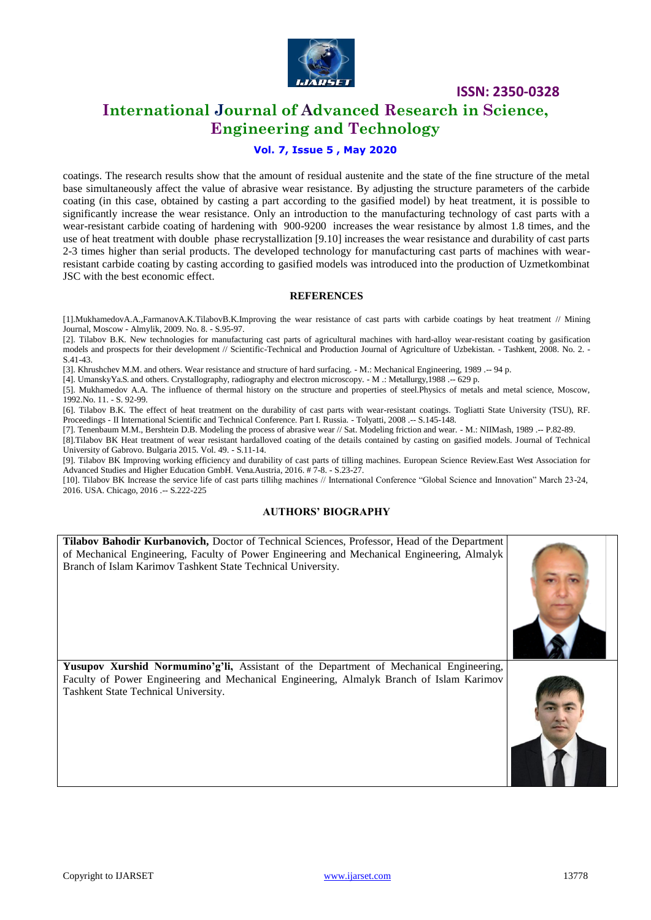coatings. The research results show that the amount of residual austenite and the state of the fine structure of the metal base simultaneously affect the value of abrasive wear resistance. By adjusting the structure parameters of the carbide coating (in this case, obtained by casting a part according to the gasified model) by heat treatment, it is possible to significantly increase the wear resistance. Only an introduction to the manufacturing technology of cast parts with a wear-resistant carbide coating of hardening with 900-9200 increases the wear resistance by almost 1.8 times, and the use of heat treatment with double phase recrystallization [9.10] increases the wear resistance and durability of cast parts 2-3 times higher than serial products. The developed technology for manufacturing cast parts of machines with wear-resistant carbide coating by casting according to gasified models was introduced into the production of Uzmetkombinat JSC with the best economic effect.

## REFERENCES

[1].MukhamedovA.A.,FarmanovA.K.TilabovB.K.Improving the wear resistance of cast parts with carbide coatings by heat treatment // Mining Journal, Moscow - Almylik, 2009. No. 8. - S.95-97.

[2]. Tilabov B.K. New technologies for manufacturing cast parts of agricultural machines with hard-alloy wear-resistant coating by gasification models and prospects for their development // Scientific-Technical and Production Journal of Agriculture of Uzbekistan. - Tashkent, 2008. No. 2. - S.41-43.

[3]. Khrushchev M.M. and others. Wear resistance and structure of hard surfacing. - M.: Mechanical Engineering, 1989 .-- 94 p.

[4]. UmanskyYa.S. and others. Crystallography, radiography and electron microscopy. - M .: Metallurgy,1988 .-- 629 p.

[5]. Mukhamedov A.A. The influence of thermal history on the structure and properties of steel.Physics of metals and metal science, Moscow, 1992.No. 11. - S. 92-99.

[6]. Tilabov B.K. The effect of heat treatment on the durability of cast parts with wear-resistant coatings. Togliatti State University (TSU), RF. Proceedings - II International Scientific and Technical Conference. Part I. Russia. - Tolyatti, 2008 .-- S.145-148.

[7]. Tenenbaum M.M., Bershtein D.B. Modeling the process of abrasive wear // Sat. Modeling friction and wear. - M.: NIIMash, 1989 .-- P.82-89.

[8].Tilabov BK Heat treatment of wear resistant hardalloved coating of the details contained by casting on gasified models. Journal of Technical University of Gabrovo. Bulgaria 2015. Vol. 49. - S.11-14.

[9]. Tilabov BK Improving working efficiency and durability of cast parts of tilling machines. European Science Review.East West Association for Advanced Studies and Higher Education GmbH. Vena.Austria, 2016. # 7-8. - S.23-27.

[10]. Tilabov BK Increase the service life of cast parts tillihg machines // International Conference "Global Science and Innovation" March 23-24, 2016. USA. Chicago, 2016 .-- S.222-225

## AUTHORS' BIOGRAPHY

**Tilabov Bahodir Kurbanovich,** Doctor of Technical Sciences, Professor, Head of the Department of Mechanical Engineering, Faculty of Power Engineering and Mechanical Engineering, Almalyk Branch of Islam Karimov Tashkent State Technical University.

**Yusupov Xurshid Normumino'g'li,** Assistant of the Department of Mechanical Engineering, Faculty of Power Engineering and Mechanical Engineering, Almalyk Branch of Islam Karimov Tashkent State Technical University.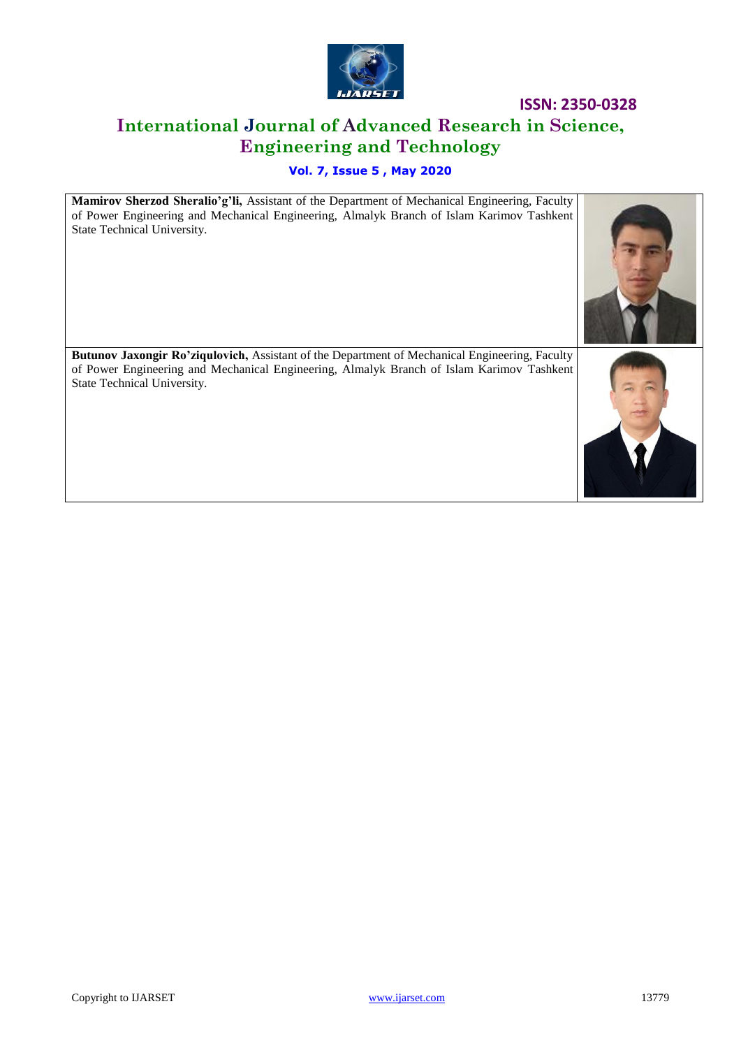**Mamirov Sherzod Sheralio'g'li,** Assistant of the Department of Mechanical Engineering, Faculty of Power Engineering and Mechanical Engineering, Almalyk Branch of Islam Karimov Tashkent State Technical University.

**Butunov Jaxongir Ro'ziqulovich,** Assistant of the Department of Mechanical Engineering, Faculty of Power Engineering and Mechanical Engineering, Almalyk Branch of Islam Karimov Tashkent State Technical University.